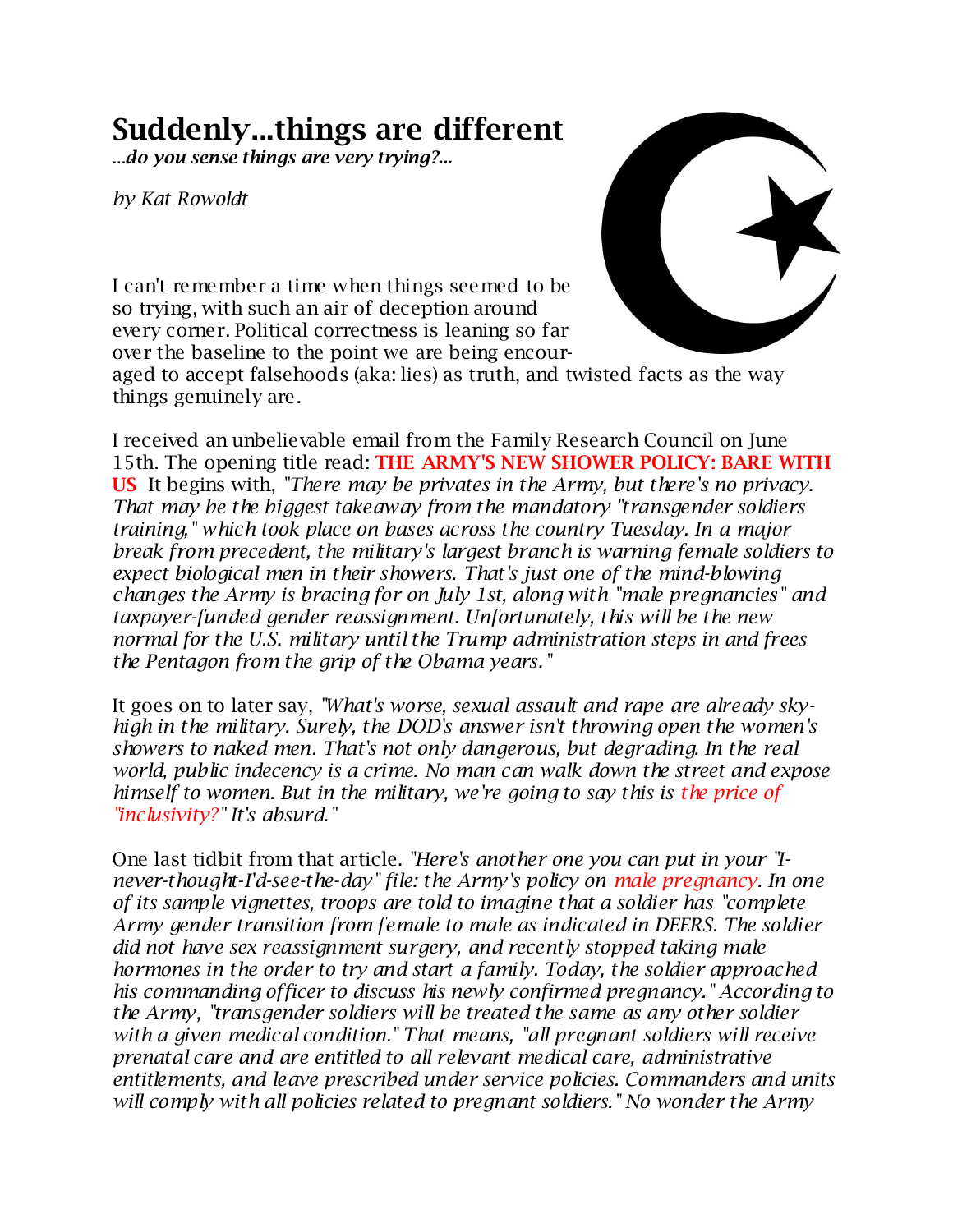# Suddenly...things are different

*...do you sense things are very trying?...*

*by Kat Rowoldt*

I can't remember a time when things seemed to be so trying, with such an air of deception around every corner. Political correctness is leaning so far over the baseline to the point we are being encouraged to accept falsehoods (aka: lies) as truth, and twisted facts as the way things genuinely are.

I received an unbelievable email from the Family Research Council on June 15th. The opening title read: **THE ARMY'S NEW SHOWER POLICY: BARE WITH US** It begins with, *"There may be privates in the Army, but there's no privacy. That may be the biggest takeaway from the mandatory "transgender soldiers training," which took place on bases across the country Tuesday. In a major break from precedent, the military's largest branch is warning female soldiers to expect biological men in their showers. That's just one of the mind-blowing changes the Army is bracing for on July 1st, along with "male pregnancies" and taxpayer-funded gender reassignment. Unfortunately, this will be the new normal for the U.S. military until the Trump administration steps in and frees the Pentagon from the grip of the Obama years."*

It goes on to later say, *"What's worse, sexual assault and rape are already sky-high in the military. Surely, the DOD's answer isn't throwing open the women's showers to naked men. That's not only dangerous, but degrading. In the real world, public indecency is a crime. No man can walk down the street and expose himself to women. But in the military, we're going to say this is the price of "inclusivity?" It's absurd."*

One last tidbit from that article. *"Here's another one you can put in your "I-never-thought-I'd-see-the-day" file: the Army's policy on male pregnancy. In one of its sample vignettes, troops are told to imagine that a soldier has "complete Army gender transition from female to male as indicated in DEERS. The soldier did not have sex reassignment surgery, and recently stopped taking male hormones in the order to try and start a family. Today, the soldier approached his commanding officer to discuss his newly confirmed pregnancy." According to the Army, "transgender soldiers will be treated the same as any other soldier with a given medical condition." That means, "all pregnant soldiers will receive prenatal care and are entitled to all relevant medical care, administrative entitlements, and leave prescribed under service policies. Commanders and units will comply with all policies related to pregnant soldiers." No wonder the Army*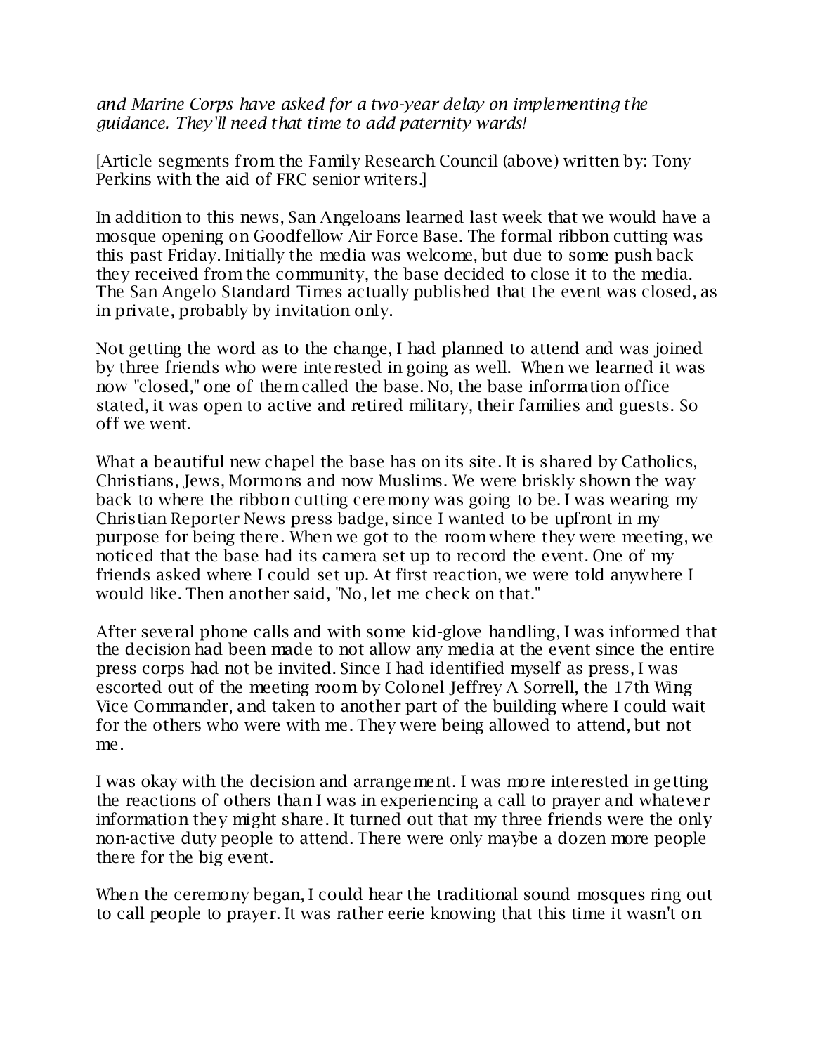*and Marine Corps have asked for a two-year delay on implementing the guidance. They'll need that time to add paternity wards!*

[Article segments from the Family Research Council (above) written by: Tony Perkins with the aid of FRC senior writers.]

In addition to this news, San Angeloans learned last week that we would have a mosque opening on Goodfellow Air Force Base. The formal ribbon cutting was this past Friday. Initially the media was welcome, but due to some push back they received from the community, the base decided to close it to the media. The San Angelo Standard Times actually published that the event was closed, as in private, probably by invitation only.

Not getting the word as to the change, I had planned to attend and was joined by three friends who were interested in going as well. When we learned it was now "closed," one of them called the base. No, the base information office stated, it was open to active and retired military, their families and guests. So off we went.

What a beautiful new chapel the base has on its site. It is shared by Catholics, Christians, Jews, Mormons and now Muslims. We were briskly shown the way back to where the ribbon cutting ceremony was going to be. I was wearing my Christian Reporter News press badge, since I wanted to be upfront in my purpose for being there. When we got to the room where they were meeting, we noticed that the base had its camera set up to record the event. One of my friends asked where I could set up. At first reaction, we were told anywhere I would like. Then another said, "No, let me check on that."

After several phone calls and with some kid-glove handling, I was informed that the decision had been made to not allow any media at the event since the entire press corps had not be invited. Since I had identified myself as press, I was escorted out of the meeting room by Colonel Jeffrey A Sorrell, the 17th Wing Vice Commander, and taken to another part of the building where I could wait for the others who were with me. They were being allowed to attend, but not me.

I was okay with the decision and arrangement. I was more interested in getting the reactions of others than I was in experiencing a call to prayer and whatever information they might share. It turned out that my three friends were the only non-active duty people to attend. There were only maybe a dozen more people there for the big event.

When the ceremony began, I could hear the traditional sound mosques ring out to call people to prayer. It was rather eerie knowing that this time it wasn't on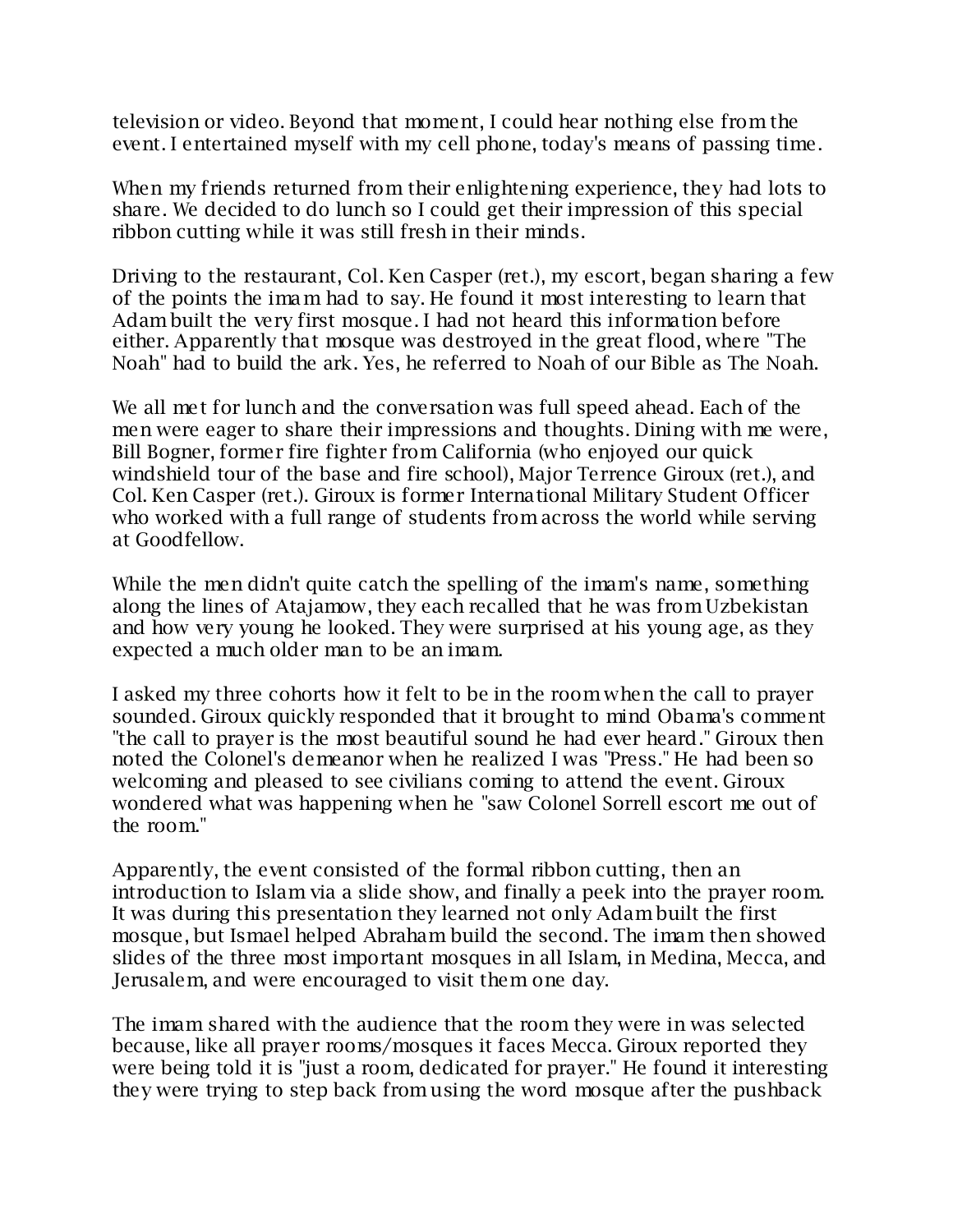television or video. Beyond that moment, I could hear nothing else from the event. I entertained myself with my cell phone, today's means of passing time.

When my friends returned from their enlightening experience, they had lots to share. We decided to do lunch so I could get their impression of this special ribbon cutting while it was still fresh in their minds.

Driving to the restaurant, Col. Ken Casper (ret.), my escort, began sharing a few of the points the imam had to say. He found it most interesting to learn that Adam built the very first mosque. I had not heard this information before either. Apparently that mosque was destroyed in the great flood, where "The Noah" had to build the ark. Yes, he referred to Noah of our Bible as The Noah.

We all met for lunch and the conversation was full speed ahead. Each of the men were eager to share their impressions and thoughts. Dining with me were, Bill Bogner, former fire fighter from California (who enjoyed our quick windshield tour of the base and fire school), Major Terrence Giroux (ret.), and Col. Ken Casper (ret.). Giroux is former International Military Student Officer who worked with a full range of students from across the world while serving at Goodfellow.

While the men didn't quite catch the spelling of the imam's name, something along the lines of Atajamow, they each recalled that he was from Uzbekistan and how very young he looked. They were surprised at his young age, as they expected a much older man to be an imam.

I asked my three cohorts how it felt to be in the room when the call to prayer sounded. Giroux quickly responded that it brought to mind Obama's comment "the call to prayer is the most beautiful sound he had ever heard." Giroux then noted the Colonel's demeanor when he realized I was "Press." He had been so welcoming and pleased to see civilians coming to attend the event. Giroux wondered what was happening when he "saw Colonel Sorrell escort me out of the room."

Apparently, the event consisted of the formal ribbon cutting, then an introduction to Islam via a slide show, and finally a peek into the prayer room. It was during this presentation they learned not only Adam built the first mosque, but Ismael helped Abraham build the second. The imam then showed slides of the three most important mosques in all Islam, in Medina, Mecca, and Jerusalem, and were encouraged to visit them one day.

The imam shared with the audience that the room they were in was selected because, like all prayer rooms/mosques it faces Mecca. Giroux reported they were being told it is "just a room, dedicated for prayer." He found it interesting they were trying to step back from using the word mosque after the pushback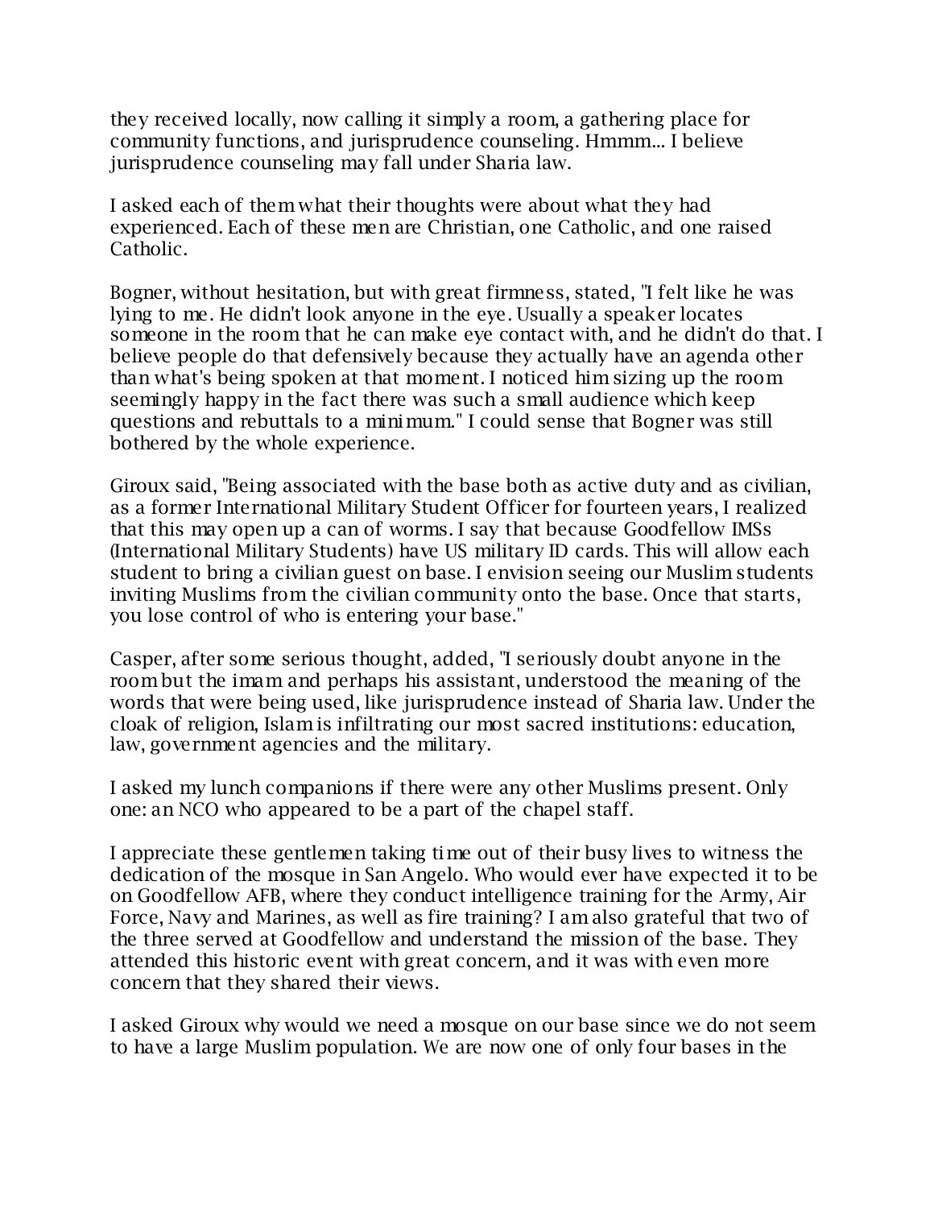they received locally, now calling it simply a room, a gathering place for community functions, and jurisprudence counseling. Hmmm... I believe jurisprudence counseling may fall under Sharia law.

I asked each of them what their thoughts were about what they had experienced. Each of these men are Christian, one Catholic, and one raised Catholic.

Bogner, without hesitation, but with great firmness, stated, "I felt like he was lying to me. He didn't look anyone in the eye. Usually a speaker locates someone in the room that he can make eye contact with, and he didn't do that. I believe people do that defensively because they actually have an agenda other than what's being spoken at that moment. I noticed him sizing up the room seemingly happy in the fact there was such a small audience which keep questions and rebuttals to a minimum." I could sense that Bogner was still bothered by the whole experience.

Giroux said, "Being associated with the base both as active duty and as civilian, as a former International Military Student Officer for fourteen years, I realized that this may open up a can of worms. I say that because Goodfellow IMSs (International Military Students) have US military ID cards. This will allow each student to bring a civilian guest on base. I envision seeing our Muslim students inviting Muslims from the civilian community onto the base. Once that starts, you lose control of who is entering your base."

Casper, after some serious thought, added, "I seriously doubt anyone in the room but the imam and perhaps his assistant, understood the meaning of the words that were being used, like jurisprudence instead of Sharia law. Under the cloak of religion, Islam is infiltrating our most sacred institutions: education, law, government agencies and the military.

I asked my lunch companions if there were any other Muslims present. Only one: an NCO who appeared to be a part of the chapel staff.

I appreciate these gentlemen taking time out of their busy lives to witness the dedication of the mosque in San Angelo. Who would ever have expected it to be on Goodfellow AFB, where they conduct intelligence training for the Army, Air Force, Navy and Marines, as well as fire training? I am also grateful that two of the three served at Goodfellow and understand the mission of the base. They attended this historic event with great concern, and it was with even more concern that they shared their views.

I asked Giroux why would we need a mosque on our base since we do not seem to have a large Muslim population. We are now one of only four bases in the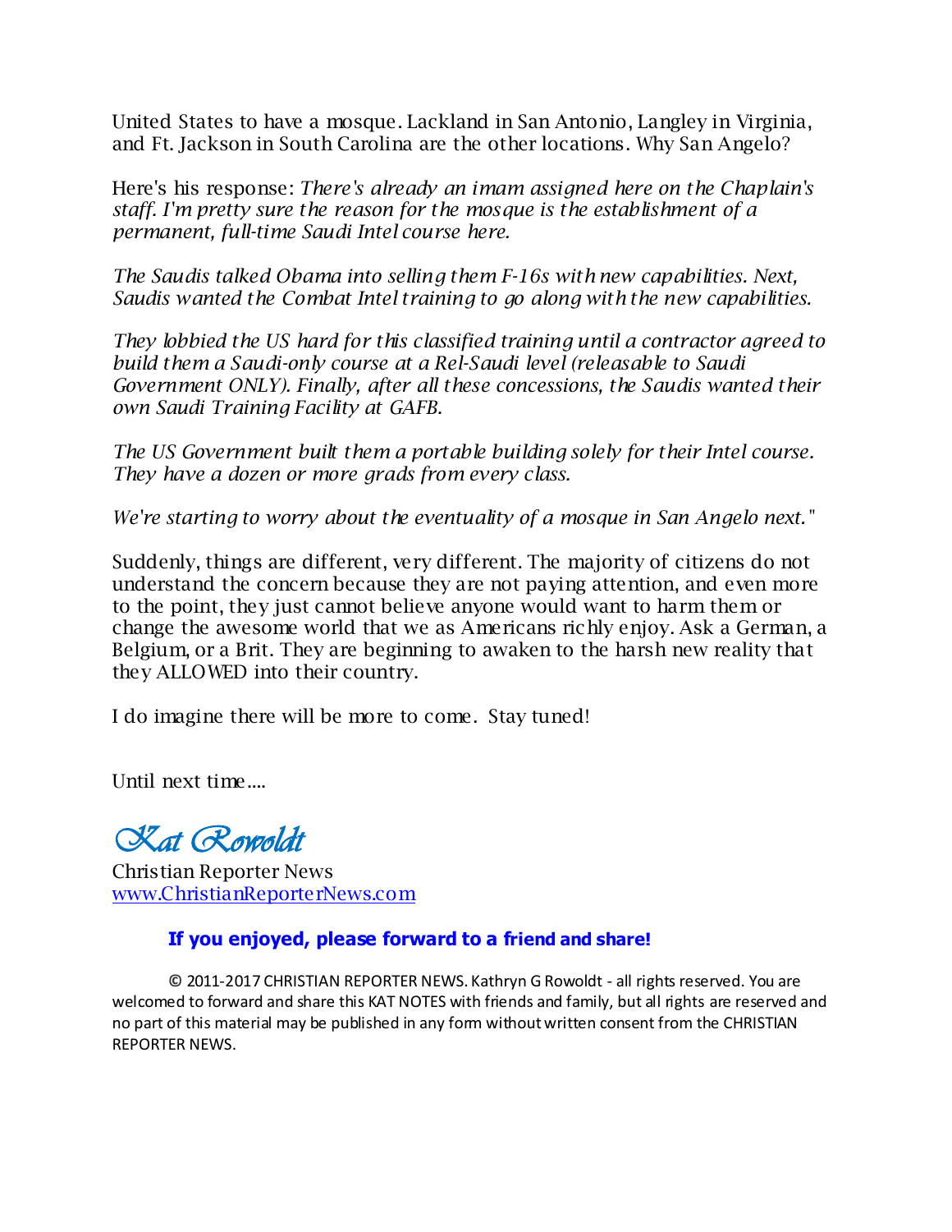United States to have a mosque. Lackland in San Antonio, Langley in Virginia, and Ft. Jackson in South Carolina are the other locations. Why San Angelo?

Here's his response: *There's already an imam assigned here on the Chaplain's staff. I'm pretty sure the reason for the mosque is the establishment of a permanent, full-time Saudi Intel course here.*

*The Saudis talked Obama into selling them F-16s with new capabilities. Next, Saudis wanted the Combat Intel training to go along with the new capabilities.*

*They lobbied the US hard for this classified training until a contractor agreed to build them a Saudi-only course at a Rel-Saudi level (releasable to Saudi Government ONLY). Finally, after all these concessions, the Saudis wanted their own Saudi Training Facility at GAFB.*

*The US Government built them a portable building solely for their Intel course. They have a dozen or more grads from every class.*

*We're starting to worry about the eventuality of a mosque in San Angelo next.*"

Suddenly, things are different, very different. The majority of citizens do not understand the concern because they are not paying attention, and even more to the point, they just cannot believe anyone would want to harm them or change the awesome world that we as Americans richly enjoy. Ask a German, a Belgium, or a Brit. They are beginning to awaken to the harsh new reality that they ALLOWED into their country.

I do imagine there will be more to come. Stay tuned!

Until next time....

*Kat Rowoldt*

Christian Reporter News
[www.ChristianReporterNews.com](http://www.ChristianReporterNews.com)

**If you enjoyed, please forward to a friend and share!**

© 2011-2017 CHRISTIAN REPORTER NEWS. Kathryn G Rowoldt - all rights reserved. You are welcomed to forward and share this KAT NOTES with friends and family, but all rights are reserved and no part of this material may be published in any form without written consent from the CHRISTIAN REPORTER NEWS.